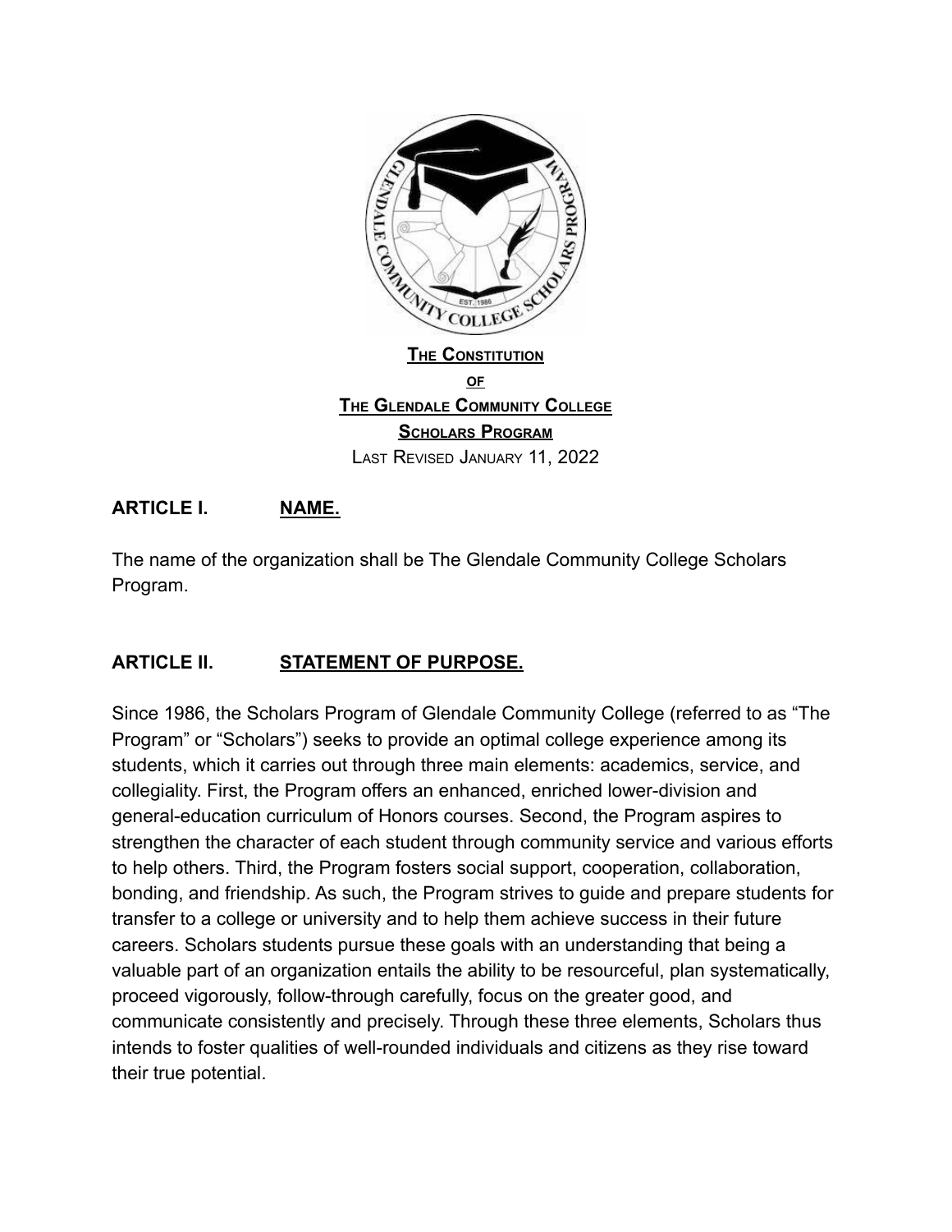# The Constitution of The Glendale Community College Scholars Program

Last Revised January 11, 2022

## ARTICLE I. NAME.

The name of the organization shall be The Glendale Community College Scholars Program.

## ARTICLE II. STATEMENT OF PURPOSE.

Since 1986, the Scholars Program of Glendale Community College (referred to as "The Program" or "Scholars") seeks to provide an optimal college experience among its students, which it carries out through three main elements: academics, service, and collegiality. First, the Program offers an enhanced, enriched lower-division and general-education curriculum of Honors courses. Second, the Program aspires to strengthen the character of each student through community service and various efforts to help others. Third, the Program fosters social support, cooperation, collaboration, bonding, and friendship. As such, the Program strives to guide and prepare students for transfer to a college or university and to help them achieve success in their future careers. Scholars students pursue these goals with an understanding that being a valuable part of an organization entails the ability to be resourceful, plan systematically, proceed vigorously, follow-through carefully, focus on the greater good, and communicate consistently and precisely. Through these three elements, Scholars thus intends to foster qualities of well-rounded individuals and citizens as they rise toward their true potential.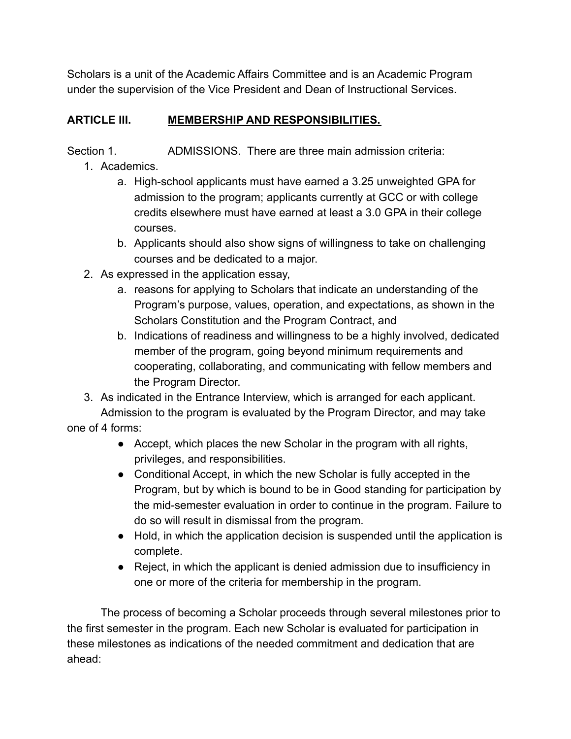Scholars is a unit of the Academic Affairs Committee and is an Academic Program under the supervision of the Vice President and Dean of Instructional Services.

## ARTICLE III. MEMBERSHIP AND RESPONSIBILITIES.

Section 1. ADMISSIONS. There are three main admission criteria:

1. Academics.
   a. High-school applicants must have earned a 3.25 unweighted GPA for admission to the program; applicants currently at GCC or with college credits elsewhere must have earned at least a 3.0 GPA in their college courses.
   b. Applicants should also show signs of willingness to take on challenging courses and be dedicated to a major.
2. As expressed in the application essay,
   a. reasons for applying to Scholars that indicate an understanding of the Program's purpose, values, operation, and expectations, as shown in the Scholars Constitution and the Program Contract, and
   b. Indications of readiness and willingness to be a highly involved, dedicated member of the program, going beyond minimum requirements and cooperating, collaborating, and communicating with fellow members and the Program Director.
3. As indicated in the Entrance Interview, which is arranged for each applicant.

Admission to the program is evaluated by the Program Director, and may take one of 4 forms:

- Accept, which places the new Scholar in the program with all rights, privileges, and responsibilities.
- Conditional Accept, in which the new Scholar is fully accepted in the Program, but by which is bound to be in Good standing for participation by the mid-semester evaluation in order to continue in the program. Failure to do so will result in dismissal from the program.
- Hold, in which the application decision is suspended until the application is complete.
- Reject, in which the applicant is denied admission due to insufficiency in one or more of the criteria for membership in the program.

The process of becoming a Scholar proceeds through several milestones prior to the first semester in the program. Each new Scholar is evaluated for participation in these milestones as indications of the needed commitment and dedication that are ahead: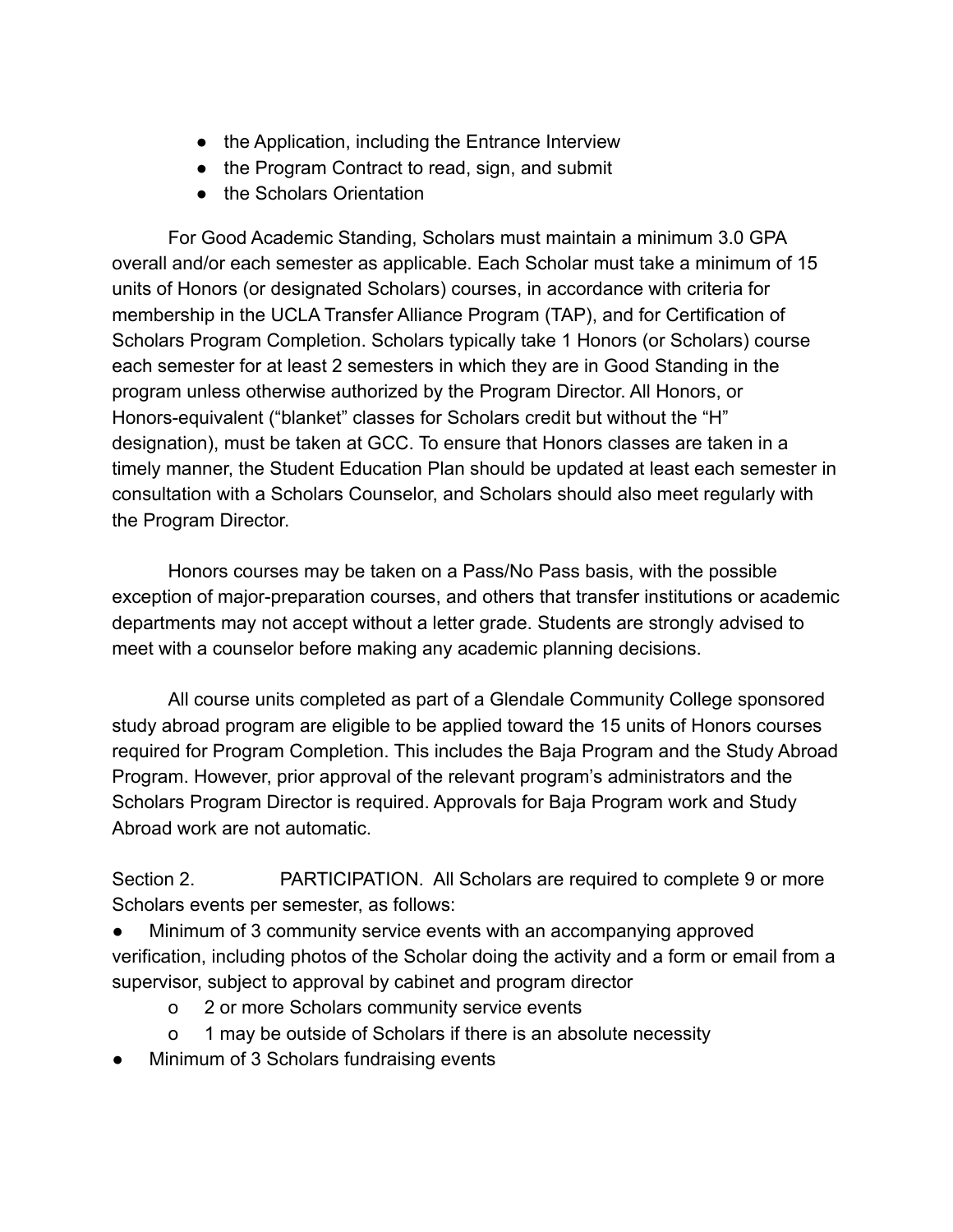- the Application, including the Entrance Interview
- the Program Contract to read, sign, and submit
- the Scholars Orientation

For Good Academic Standing, Scholars must maintain a minimum 3.0 GPA overall and/or each semester as applicable. Each Scholar must take a minimum of 15 units of Honors (or designated Scholars) courses, in accordance with criteria for membership in the UCLA Transfer Alliance Program (TAP), and for Certification of Scholars Program Completion. Scholars typically take 1 Honors (or Scholars) course each semester for at least 2 semesters in which they are in Good Standing in the program unless otherwise authorized by the Program Director. All Honors, or Honors-equivalent ("blanket" classes for Scholars credit but without the "H" designation), must be taken at GCC. To ensure that Honors classes are taken in a timely manner, the Student Education Plan should be updated at least each semester in consultation with a Scholars Counselor, and Scholars should also meet regularly with the Program Director.

Honors courses may be taken on a Pass/No Pass basis, with the possible exception of major-preparation courses, and others that transfer institutions or academic departments may not accept without a letter grade. Students are strongly advised to meet with a counselor before making any academic planning decisions.

All course units completed as part of a Glendale Community College sponsored study abroad program are eligible to be applied toward the 15 units of Honors courses required for Program Completion. This includes the Baja Program and the Study Abroad Program. However, prior approval of the relevant program's administrators and the Scholars Program Director is required. Approvals for Baja Program work and Study Abroad work are not automatic.

Section 2. PARTICIPATION. All Scholars are required to complete 9 or more Scholars events per semester, as follows:

- Minimum of 3 community service events with an accompanying approved verification, including photos of the Scholar doing the activity and a form or email from a supervisor, subject to approval by cabinet and program director
    - 2 or more Scholars community service events
    - 1 may be outside of Scholars if there is an absolute necessity
- Minimum of 3 Scholars fundraising events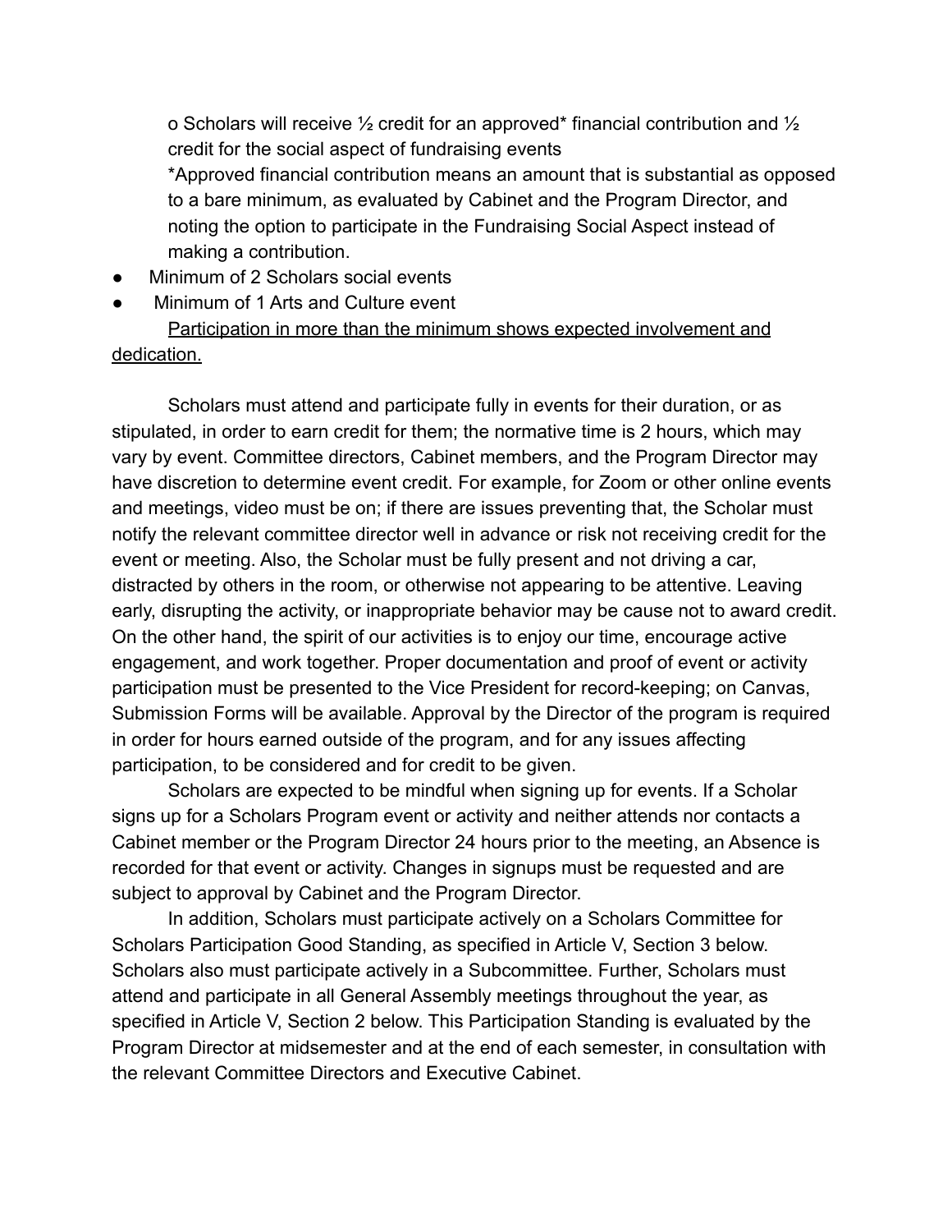- o Scholars will receive ½ credit for an approved* financial contribution and ½ credit for the social aspect of fundraising events

    *Approved financial contribution means an amount that is substantial as opposed to a bare minimum, as evaluated by Cabinet and the Program Director, and noting the option to participate in the Fundraising Social Aspect instead of making a contribution.

- Minimum of 2 Scholars social events
- Minimum of 1 Arts and Culture event

<u>Participation in more than the minimum shows expected involvement and dedication.</u>

Scholars must attend and participate fully in events for their duration, or as stipulated, in order to earn credit for them; the normative time is 2 hours, which may vary by event. Committee directors, Cabinet members, and the Program Director may have discretion to determine event credit. For example, for Zoom or other online events and meetings, video must be on; if there are issues preventing that, the Scholar must notify the relevant committee director well in advance or risk not receiving credit for the event or meeting. Also, the Scholar must be fully present and not driving a car, distracted by others in the room, or otherwise not appearing to be attentive. Leaving early, disrupting the activity, or inappropriate behavior may be cause not to award credit. On the other hand, the spirit of our activities is to enjoy our time, encourage active engagement, and work together. Proper documentation and proof of event or activity participation must be presented to the Vice President for record-keeping; on Canvas, Submission Forms will be available. Approval by the Director of the program is required in order for hours earned outside of the program, and for any issues affecting participation, to be considered and for credit to be given.

Scholars are expected to be mindful when signing up for events. If a Scholar signs up for a Scholars Program event or activity and neither attends nor contacts a Cabinet member or the Program Director 24 hours prior to the meeting, an Absence is recorded for that event or activity. Changes in signups must be requested and are subject to approval by Cabinet and the Program Director.

In addition, Scholars must participate actively on a Scholars Committee for Scholars Participation Good Standing, as specified in Article V, Section 3 below. Scholars also must participate actively in a Subcommittee. Further, Scholars must attend and participate in all General Assembly meetings throughout the year, as specified in Article V, Section 2 below. This Participation Standing is evaluated by the Program Director at midsemester and at the end of each semester, in consultation with the relevant Committee Directors and Executive Cabinet.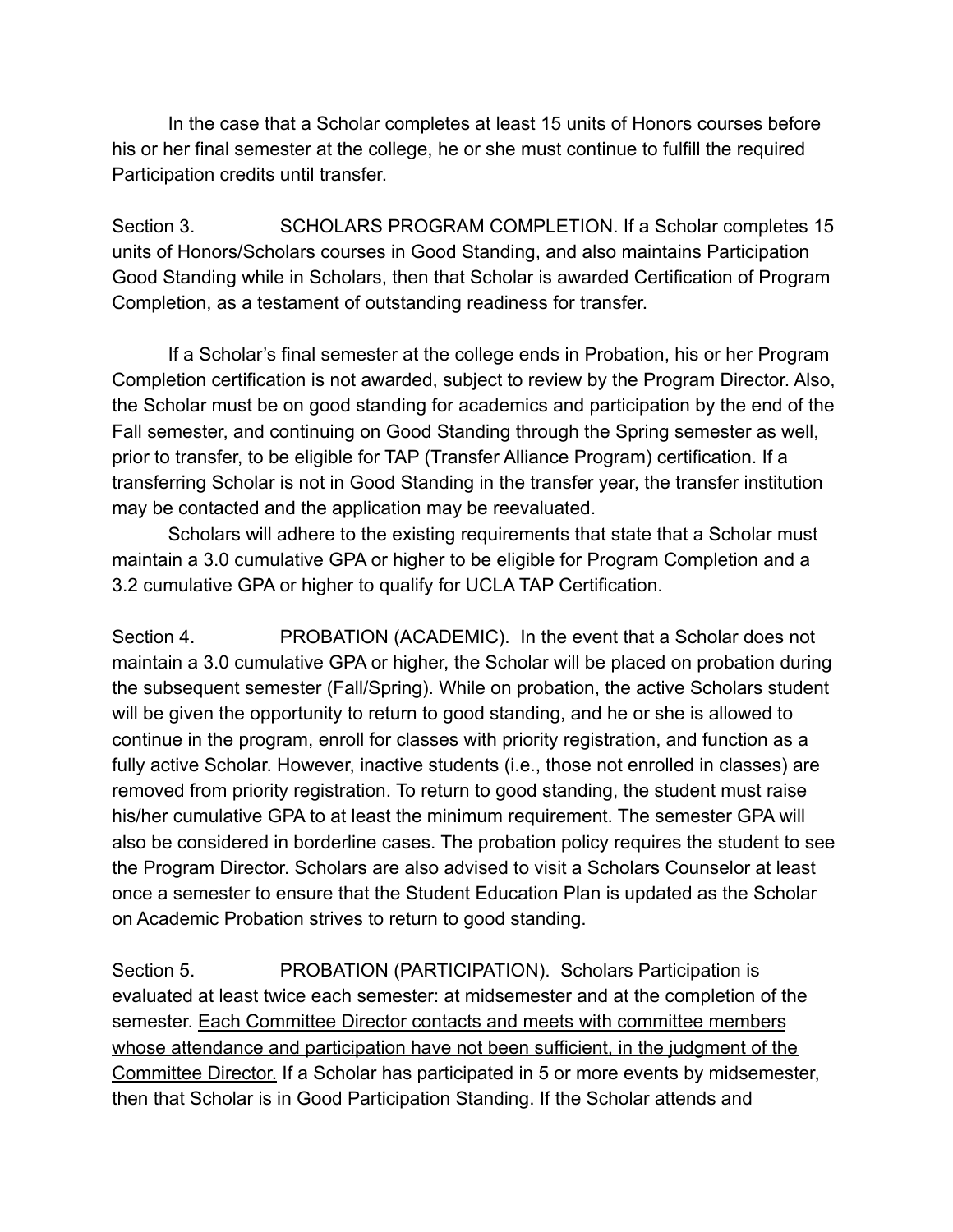In the case that a Scholar completes at least 15 units of Honors courses before his or her final semester at the college, he or she must continue to fulfill the required Participation credits until transfer.

Section 3. SCHOLARS PROGRAM COMPLETION. If a Scholar completes 15 units of Honors/Scholars courses in Good Standing, and also maintains Participation Good Standing while in Scholars, then that Scholar is awarded Certification of Program Completion, as a testament of outstanding readiness for transfer.

If a Scholar's final semester at the college ends in Probation, his or her Program Completion certification is not awarded, subject to review by the Program Director. Also, the Scholar must be on good standing for academics and participation by the end of the Fall semester, and continuing on Good Standing through the Spring semester as well, prior to transfer, to be eligible for TAP (Transfer Alliance Program) certification. If a transferring Scholar is not in Good Standing in the transfer year, the transfer institution may be contacted and the application may be reevaluated.

Scholars will adhere to the existing requirements that state that a Scholar must maintain a 3.0 cumulative GPA or higher to be eligible for Program Completion and a 3.2 cumulative GPA or higher to qualify for UCLA TAP Certification.

Section 4. PROBATION (ACADEMIC). In the event that a Scholar does not maintain a 3.0 cumulative GPA or higher, the Scholar will be placed on probation during the subsequent semester (Fall/Spring). While on probation, the active Scholars student will be given the opportunity to return to good standing, and he or she is allowed to continue in the program, enroll for classes with priority registration, and function as a fully active Scholar. However, inactive students (i.e., those not enrolled in classes) are removed from priority registration. To return to good standing, the student must raise his/her cumulative GPA to at least the minimum requirement. The semester GPA will also be considered in borderline cases. The probation policy requires the student to see the Program Director. Scholars are also advised to visit a Scholars Counselor at least once a semester to ensure that the Student Education Plan is updated as the Scholar on Academic Probation strives to return to good standing.

Section 5. PROBATION (PARTICIPATION). Scholars Participation is evaluated at least twice each semester: at midsemester and at the completion of the semester. <u>Each Committee Director contacts and meets with committee members whose attendance and participation have not been sufficient, in the judgment of the Committee Director.</u> If a Scholar has participated in 5 or more events by midsemester, then that Scholar is in Good Participation Standing. If the Scholar attends and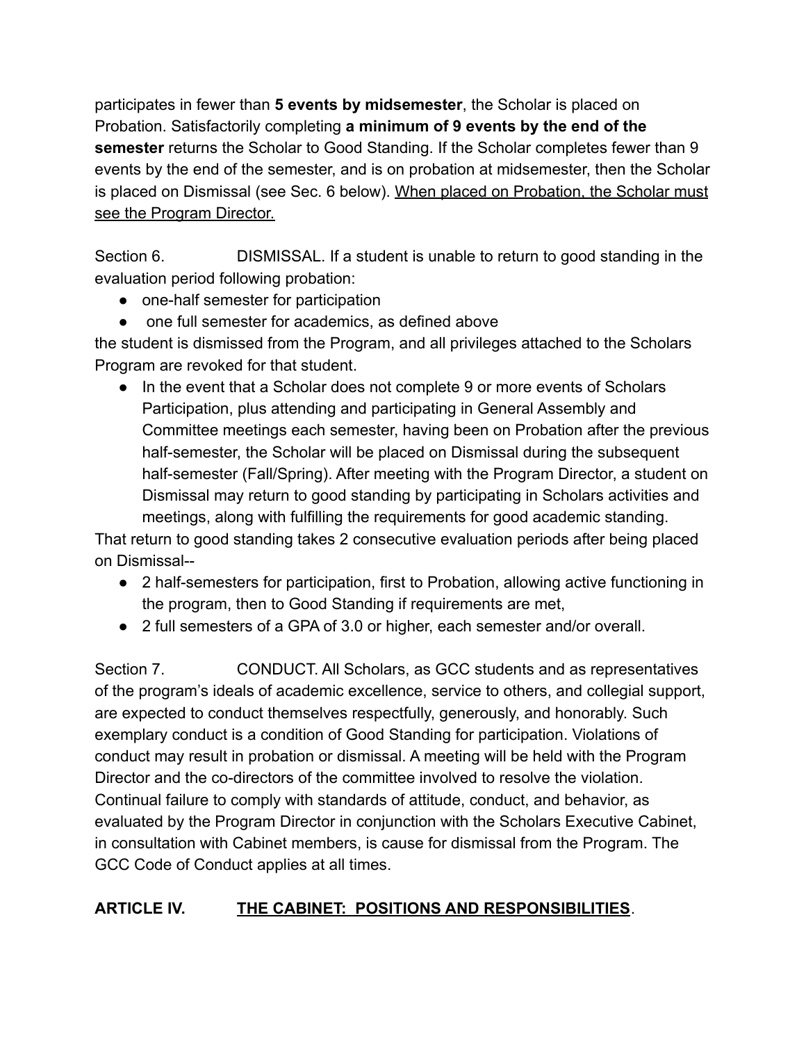participates in fewer than **5 events by midsemester**, the Scholar is placed on Probation. Satisfactorily completing **a minimum of 9 events by the end of the semester** returns the Scholar to Good Standing. If the Scholar completes fewer than 9 events by the end of the semester, and is on probation at midsemester, then the Scholar is placed on Dismissal (see Sec. 6 below). <u>When placed on Probation, the Scholar must see the Program Director.</u>

Section 6. DISMISSAL. If a student is unable to return to good standing in the evaluation period following probation:

- one-half semester for participation
- one full semester for academics, as defined above

the student is dismissed from the Program, and all privileges attached to the Scholars Program are revoked for that student.

- In the event that a Scholar does not complete 9 or more events of Scholars Participation, plus attending and participating in General Assembly and Committee meetings each semester, having been on Probation after the previous half-semester, the Scholar will be placed on Dismissal during the subsequent half-semester (Fall/Spring). After meeting with the Program Director, a student on Dismissal may return to good standing by participating in Scholars activities and meetings, along with fulfilling the requirements for good academic standing.

That return to good standing takes 2 consecutive evaluation periods after being placed on Dismissal--

- 2 half-semesters for participation, first to Probation, allowing active functioning in the program, then to Good Standing if requirements are met,
- 2 full semesters of a GPA of 3.0 or higher, each semester and/or overall.

Section 7. CONDUCT. All Scholars, as GCC students and as representatives of the program's ideals of academic excellence, service to others, and collegial support, are expected to conduct themselves respectfully, generously, and honorably. Such exemplary conduct is a condition of Good Standing for participation. Violations of conduct may result in probation or dismissal. A meeting will be held with the Program Director and the co-directors of the committee involved to resolve the violation. Continual failure to comply with standards of attitude, conduct, and behavior, as evaluated by the Program Director in conjunction with the Scholars Executive Cabinet, in consultation with Cabinet members, is cause for dismissal from the Program. The GCC Code of Conduct applies at all times.

## ARTICLE IV. <u>THE CABINET: POSITIONS AND RESPONSIBILITIES</u>.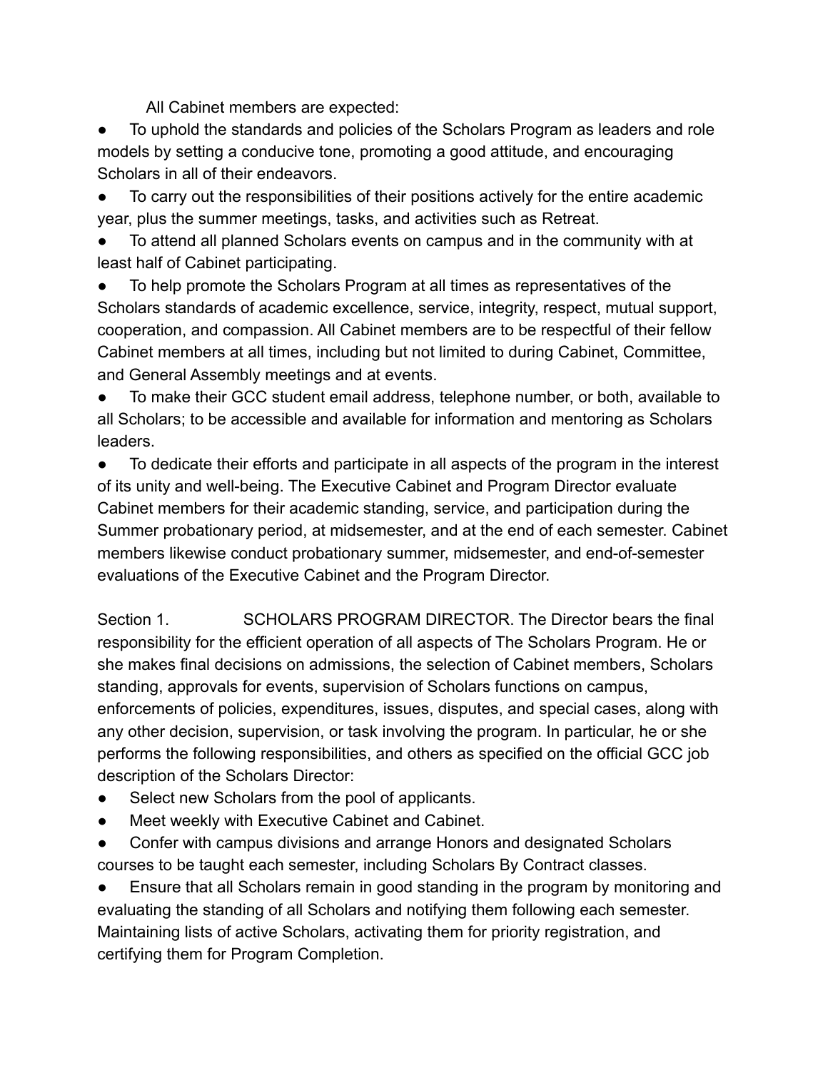All Cabinet members are expected:

- To uphold the standards and policies of the Scholars Program as leaders and role models by setting a conducive tone, promoting a good attitude, and encouraging Scholars in all of their endeavors.
- To carry out the responsibilities of their positions actively for the entire academic year, plus the summer meetings, tasks, and activities such as Retreat.
- To attend all planned Scholars events on campus and in the community with at least half of Cabinet participating.
- To help promote the Scholars Program at all times as representatives of the Scholars standards of academic excellence, service, integrity, respect, mutual support, cooperation, and compassion. All Cabinet members are to be respectful of their fellow Cabinet members at all times, including but not limited to during Cabinet, Committee, and General Assembly meetings and at events.
- To make their GCC student email address, telephone number, or both, available to all Scholars; to be accessible and available for information and mentoring as Scholars leaders.
- To dedicate their efforts and participate in all aspects of the program in the interest of its unity and well-being. The Executive Cabinet and Program Director evaluate Cabinet members for their academic standing, service, and participation during the Summer probationary period, at midsemester, and at the end of each semester. Cabinet members likewise conduct probationary summer, midsemester, and end-of-semester evaluations of the Executive Cabinet and the Program Director.

Section 1. SCHOLARS PROGRAM DIRECTOR. The Director bears the final responsibility for the efficient operation of all aspects of The Scholars Program. He or she makes final decisions on admissions, the selection of Cabinet members, Scholars standing, approvals for events, supervision of Scholars functions on campus, enforcements of policies, expenditures, issues, disputes, and special cases, along with any other decision, supervision, or task involving the program. In particular, he or she performs the following responsibilities, and others as specified on the official GCC job description of the Scholars Director:

- Select new Scholars from the pool of applicants.
- Meet weekly with Executive Cabinet and Cabinet.
- Confer with campus divisions and arrange Honors and designated Scholars courses to be taught each semester, including Scholars By Contract classes.
- Ensure that all Scholars remain in good standing in the program by monitoring and evaluating the standing of all Scholars and notifying them following each semester. Maintaining lists of active Scholars, activating them for priority registration, and certifying them for Program Completion.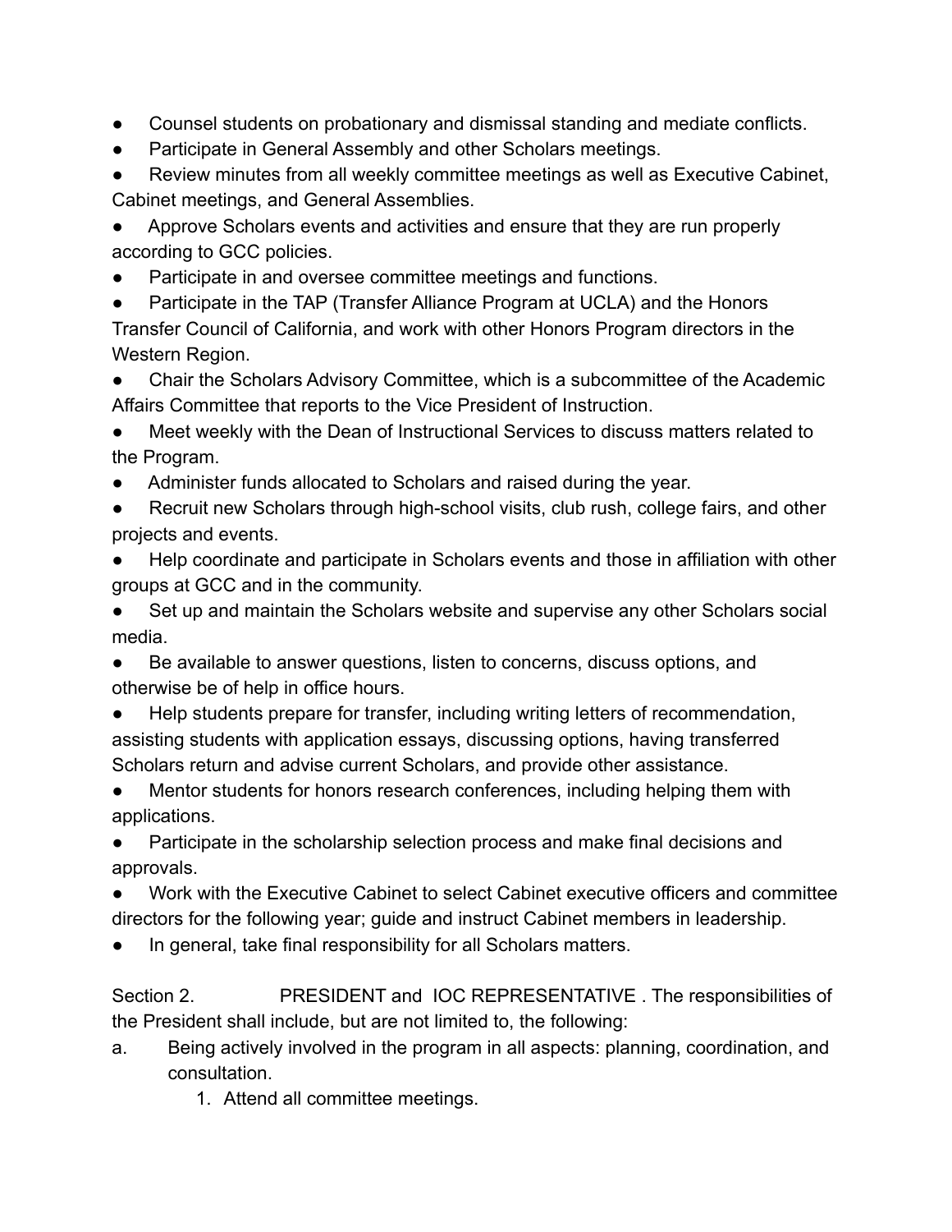- Counsel students on probationary and dismissal standing and mediate conflicts.
- Participate in General Assembly and other Scholars meetings.
- Review minutes from all weekly committee meetings as well as Executive Cabinet, Cabinet meetings, and General Assemblies.
- Approve Scholars events and activities and ensure that they are run properly according to GCC policies.
- Participate in and oversee committee meetings and functions.
- Participate in the TAP (Transfer Alliance Program at UCLA) and the Honors Transfer Council of California, and work with other Honors Program directors in the Western Region.
- Chair the Scholars Advisory Committee, which is a subcommittee of the Academic Affairs Committee that reports to the Vice President of Instruction.
- Meet weekly with the Dean of Instructional Services to discuss matters related to the Program.
- Administer funds allocated to Scholars and raised during the year.
- Recruit new Scholars through high-school visits, club rush, college fairs, and other projects and events.
- Help coordinate and participate in Scholars events and those in affiliation with other groups at GCC and in the community.
- Set up and maintain the Scholars website and supervise any other Scholars social media.
- Be available to answer questions, listen to concerns, discuss options, and otherwise be of help in office hours.
- Help students prepare for transfer, including writing letters of recommendation, assisting students with application essays, discussing options, having transferred Scholars return and advise current Scholars, and provide other assistance.
- Mentor students for honors research conferences, including helping them with applications.
- Participate in the scholarship selection process and make final decisions and approvals.
- Work with the Executive Cabinet to select Cabinet executive officers and committee directors for the following year; guide and instruct Cabinet members in leadership.
- In general, take final responsibility for all Scholars matters.

Section 2. PRESIDENT and IOC REPRESENTATIVE . The responsibilities of the President shall include, but are not limited to, the following:

a. Being actively involved in the program in all aspects: planning, coordination, and consultation.
   1. Attend all committee meetings.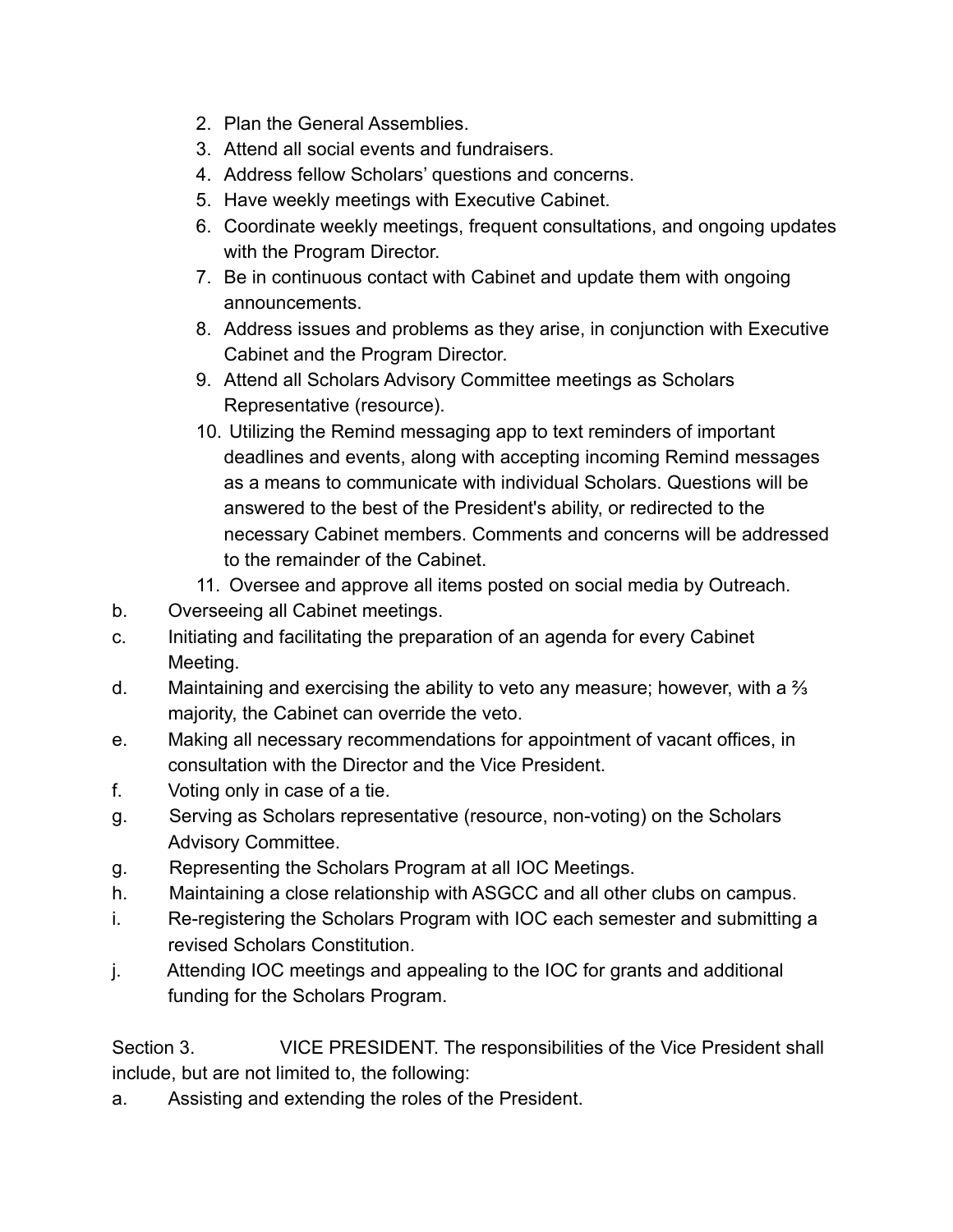2. Plan the General Assemblies.
3. Attend all social events and fundraisers.
4. Address fellow Scholars' questions and concerns.
5. Have weekly meetings with Executive Cabinet.
6. Coordinate weekly meetings, frequent consultations, and ongoing updates with the Program Director.
7. Be in continuous contact with Cabinet and update them with ongoing announcements.
8. Address issues and problems as they arise, in conjunction with Executive Cabinet and the Program Director.
9. Attend all Scholars Advisory Committee meetings as Scholars Representative (resource).
10. Utilizing the Remind messaging app to text reminders of important deadlines and events, along with accepting incoming Remind messages as a means to communicate with individual Scholars. Questions will be answered to the best of the President's ability, or redirected to the necessary Cabinet members. Comments and concerns will be addressed to the remainder of the Cabinet.
11. Oversee and approve all items posted on social media by Outreach.

b. Overseeing all Cabinet meetings.

c. Initiating and facilitating the preparation of an agenda for every Cabinet Meeting.

d. Maintaining and exercising the ability to veto any measure; however, with a ⅔ majority, the Cabinet can override the veto.

e. Making all necessary recommendations for appointment of vacant offices, in consultation with the Director and the Vice President.

f. Voting only in case of a tie.

g. Serving as Scholars representative (resource, non-voting) on the Scholars Advisory Committee.

g. Representing the Scholars Program at all IOC Meetings.

h. Maintaining a close relationship with ASGCC and all other clubs on campus.

i. Re-registering the Scholars Program with IOC each semester and submitting a revised Scholars Constitution.

j. Attending IOC meetings and appealing to the IOC for grants and additional funding for the Scholars Program.

Section 3. VICE PRESIDENT. The responsibilities of the Vice President shall include, but are not limited to, the following:

a. Assisting and extending the roles of the President.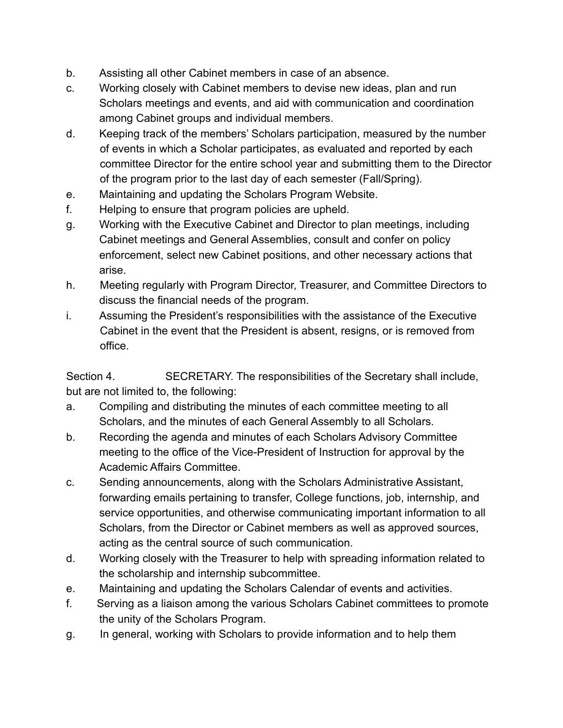b. Assisting all other Cabinet members in case of an absence.
c. Working closely with Cabinet members to devise new ideas, plan and run Scholars meetings and events, and aid with communication and coordination among Cabinet groups and individual members.
d. Keeping track of the members' Scholars participation, measured by the number of events in which a Scholar participates, as evaluated and reported by each committee Director for the entire school year and submitting them to the Director of the program prior to the last day of each semester (Fall/Spring).
e. Maintaining and updating the Scholars Program Website.
f. Helping to ensure that program policies are upheld.
g. Working with the Executive Cabinet and Director to plan meetings, including Cabinet meetings and General Assemblies, consult and confer on policy enforcement, select new Cabinet positions, and other necessary actions that arise.
h. Meeting regularly with Program Director, Treasurer, and Committee Directors to discuss the financial needs of the program.
i. Assuming the President's responsibilities with the assistance of the Executive Cabinet in the event that the President is absent, resigns, or is removed from office.

Section 4. SECRETARY. The responsibilities of the Secretary shall include, but are not limited to, the following:

a. Compiling and distributing the minutes of each committee meeting to all Scholars, and the minutes of each General Assembly to all Scholars.
b. Recording the agenda and minutes of each Scholars Advisory Committee meeting to the office of the Vice-President of Instruction for approval by the Academic Affairs Committee.
c. Sending announcements, along with the Scholars Administrative Assistant, forwarding emails pertaining to transfer, College functions, job, internship, and service opportunities, and otherwise communicating important information to all Scholars, from the Director or Cabinet members as well as approved sources, acting as the central source of such communication.
d. Working closely with the Treasurer to help with spreading information related to the scholarship and internship subcommittee.
e. Maintaining and updating the Scholars Calendar of events and activities.
f. Serving as a liaison among the various Scholars Cabinet committees to promote the unity of the Scholars Program.
g. In general, working with Scholars to provide information and to help them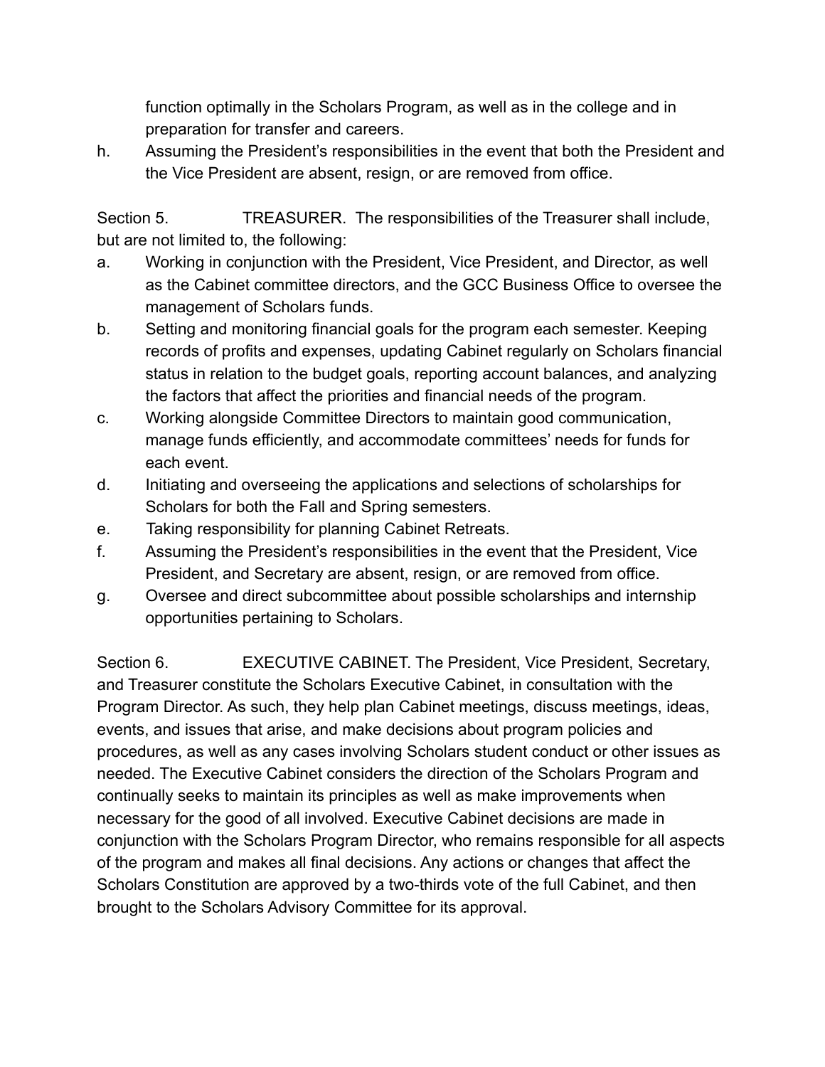function optimally in the Scholars Program, as well as in the college and in preparation for transfer and careers.

h. Assuming the President's responsibilities in the event that both the President and the Vice President are absent, resign, or are removed from office.

Section 5. TREASURER. The responsibilities of the Treasurer shall include, but are not limited to, the following:

a. Working in conjunction with the President, Vice President, and Director, as well as the Cabinet committee directors, and the GCC Business Office to oversee the management of Scholars funds.
b. Setting and monitoring financial goals for the program each semester. Keeping records of profits and expenses, updating Cabinet regularly on Scholars financial status in relation to the budget goals, reporting account balances, and analyzing the factors that affect the priorities and financial needs of the program.
c. Working alongside Committee Directors to maintain good communication, manage funds efficiently, and accommodate committees' needs for funds for each event.
d. Initiating and overseeing the applications and selections of scholarships for Scholars for both the Fall and Spring semesters.
e. Taking responsibility for planning Cabinet Retreats.
f. Assuming the President's responsibilities in the event that the President, Vice President, and Secretary are absent, resign, or are removed from office.
g. Oversee and direct subcommittee about possible scholarships and internship opportunities pertaining to Scholars.

Section 6. EXECUTIVE CABINET. The President, Vice President, Secretary, and Treasurer constitute the Scholars Executive Cabinet, in consultation with the Program Director. As such, they help plan Cabinet meetings, discuss meetings, ideas, events, and issues that arise, and make decisions about program policies and procedures, as well as any cases involving Scholars student conduct or other issues as needed. The Executive Cabinet considers the direction of the Scholars Program and continually seeks to maintain its principles as well as make improvements when necessary for the good of all involved. Executive Cabinet decisions are made in conjunction with the Scholars Program Director, who remains responsible for all aspects of the program and makes all final decisions. Any actions or changes that affect the Scholars Constitution are approved by a two-thirds vote of the full Cabinet, and then brought to the Scholars Advisory Committee for its approval.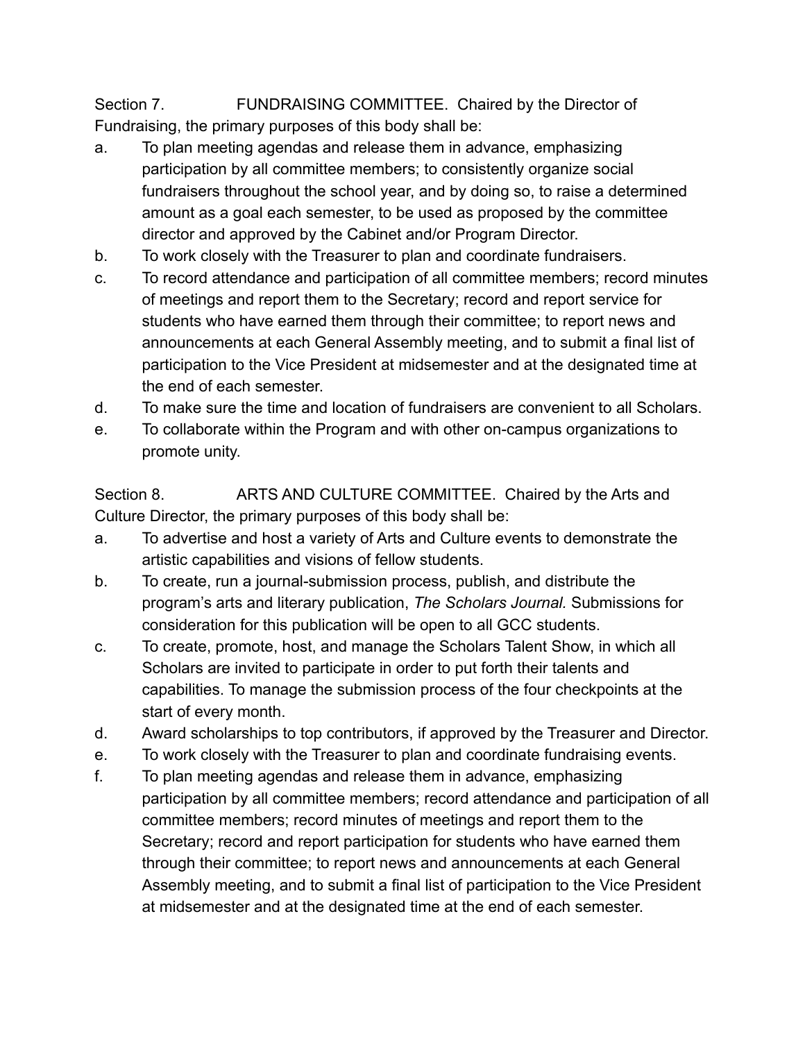Section 7. FUNDRAISING COMMITTEE. Chaired by the Director of Fundraising, the primary purposes of this body shall be:

a. To plan meeting agendas and release them in advance, emphasizing participation by all committee members; to consistently organize social fundraisers throughout the school year, and by doing so, to raise a determined amount as a goal each semester, to be used as proposed by the committee director and approved by the Cabinet and/or Program Director.
b. To work closely with the Treasurer to plan and coordinate fundraisers.
c. To record attendance and participation of all committee members; record minutes of meetings and report them to the Secretary; record and report service for students who have earned them through their committee; to report news and announcements at each General Assembly meeting, and to submit a final list of participation to the Vice President at midsemester and at the designated time at the end of each semester.
d. To make sure the time and location of fundraisers are convenient to all Scholars.
e. To collaborate within the Program and with other on-campus organizations to promote unity.

Section 8. ARTS AND CULTURE COMMITTEE. Chaired by the Arts and Culture Director, the primary purposes of this body shall be:

a. To advertise and host a variety of Arts and Culture events to demonstrate the artistic capabilities and visions of fellow students.
b. To create, run a journal-submission process, publish, and distribute the program's arts and literary publication, *The Scholars Journal.* Submissions for consideration for this publication will be open to all GCC students.
c. To create, promote, host, and manage the Scholars Talent Show, in which all Scholars are invited to participate in order to put forth their talents and capabilities. To manage the submission process of the four checkpoints at the start of every month.
d. Award scholarships to top contributors, if approved by the Treasurer and Director.
e. To work closely with the Treasurer to plan and coordinate fundraising events.
f. To plan meeting agendas and release them in advance, emphasizing participation by all committee members; record attendance and participation of all committee members; record minutes of meetings and report them to the Secretary; record and report participation for students who have earned them through their committee; to report news and announcements at each General Assembly meeting, and to submit a final list of participation to the Vice President at midsemester and at the designated time at the end of each semester.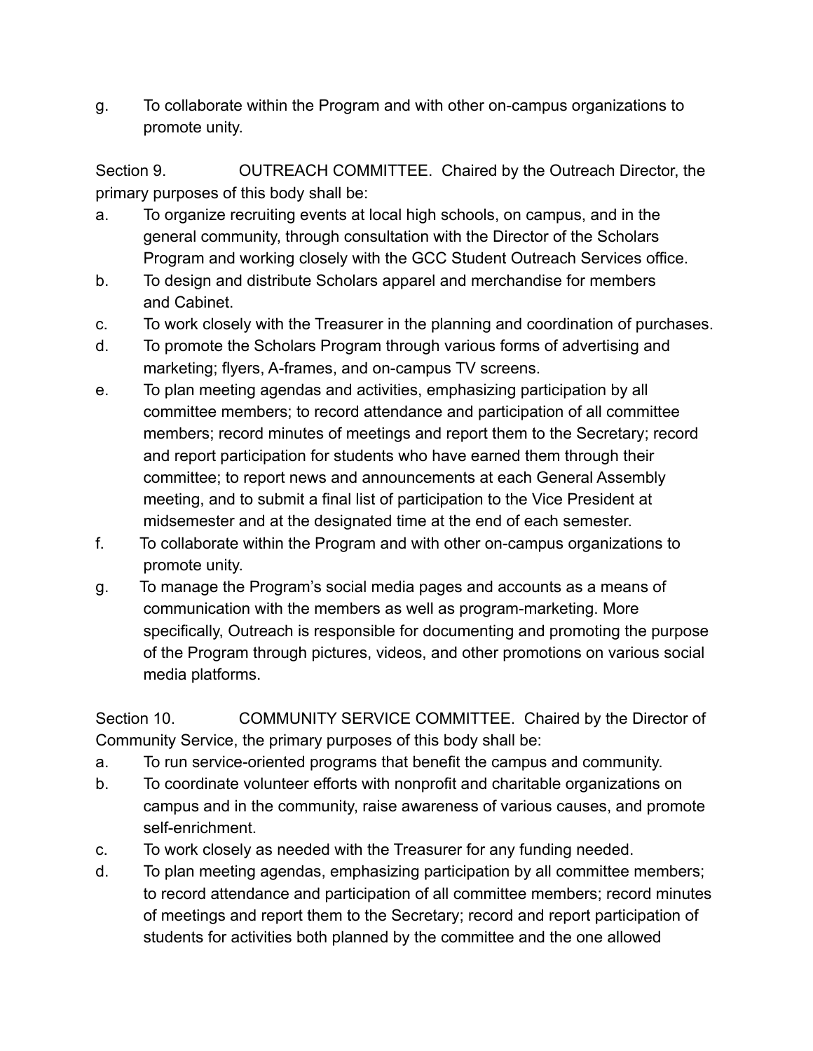g. To collaborate within the Program and with other on-campus organizations to promote unity.

Section 9. OUTREACH COMMITTEE. Chaired by the Outreach Director, the primary purposes of this body shall be:

a. To organize recruiting events at local high schools, on campus, and in the general community, through consultation with the Director of the Scholars Program and working closely with the GCC Student Outreach Services office.
b. To design and distribute Scholars apparel and merchandise for members and Cabinet.
c. To work closely with the Treasurer in the planning and coordination of purchases.
d. To promote the Scholars Program through various forms of advertising and marketing; flyers, A-frames, and on-campus TV screens.
e. To plan meeting agendas and activities, emphasizing participation by all committee members; to record attendance and participation of all committee members; record minutes of meetings and report them to the Secretary; record and report participation for students who have earned them through their committee; to report news and announcements at each General Assembly meeting, and to submit a final list of participation to the Vice President at midsemester and at the designated time at the end of each semester.
f. To collaborate within the Program and with other on-campus organizations to promote unity.
g. To manage the Program's social media pages and accounts as a means of communication with the members as well as program-marketing. More specifically, Outreach is responsible for documenting and promoting the purpose of the Program through pictures, videos, and other promotions on various social media platforms.

Section 10. COMMUNITY SERVICE COMMITTEE. Chaired by the Director of Community Service, the primary purposes of this body shall be:

a. To run service-oriented programs that benefit the campus and community.
b. To coordinate volunteer efforts with nonprofit and charitable organizations on campus and in the community, raise awareness of various causes, and promote self-enrichment.
c. To work closely as needed with the Treasurer for any funding needed.
d. To plan meeting agendas, emphasizing participation by all committee members; to record attendance and participation of all committee members; record minutes of meetings and report them to the Secretary; record and report participation of students for activities both planned by the committee and the one allowed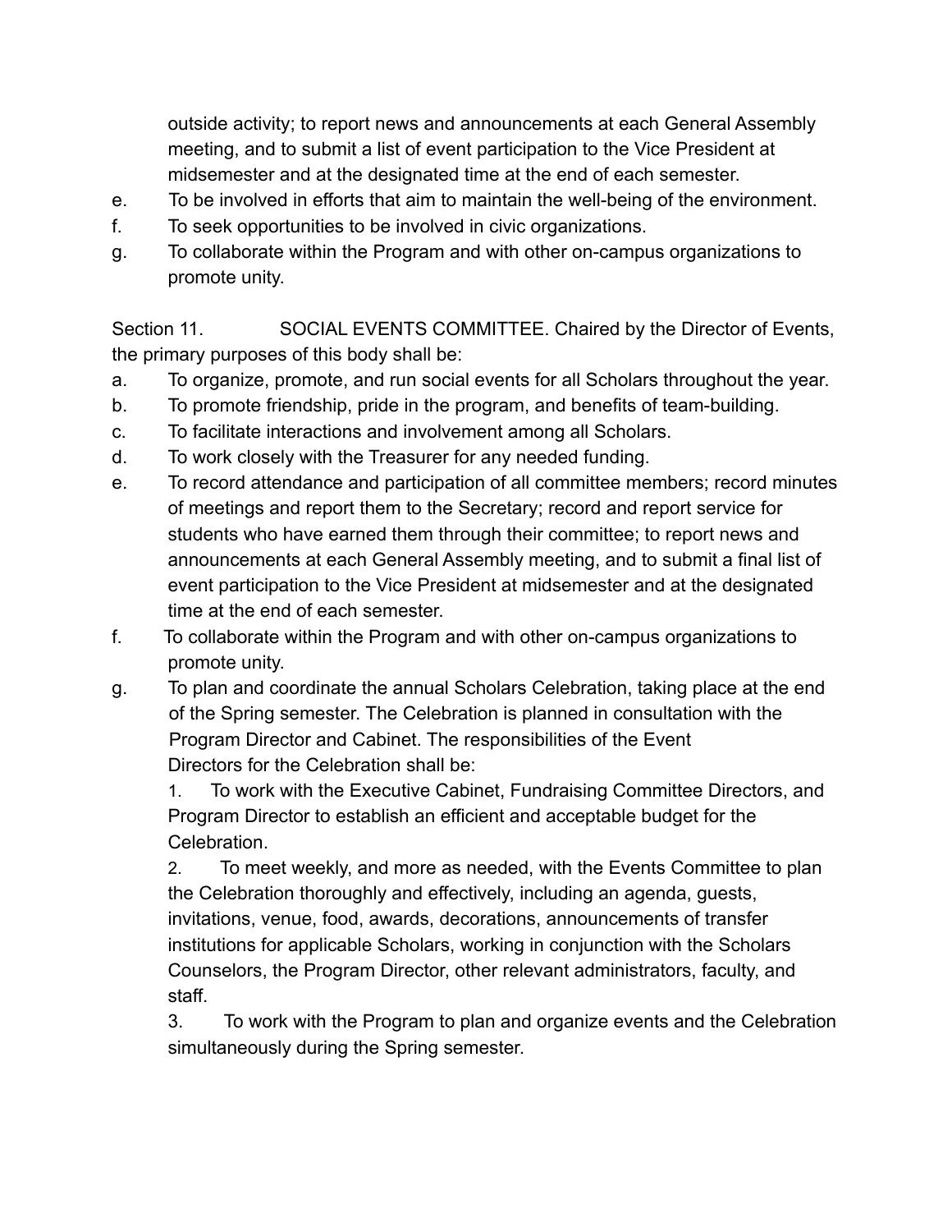outside activity; to report news and announcements at each General Assembly meeting, and to submit a list of event participation to the Vice President at midsemester and at the designated time at the end of each semester.

e. To be involved in efforts that aim to maintain the well-being of the environment.

f. To seek opportunities to be involved in civic organizations.

g. To collaborate within the Program and with other on-campus organizations to promote unity.

Section 11. SOCIAL EVENTS COMMITTEE. Chaired by the Director of Events, the primary purposes of this body shall be:

a. To organize, promote, and run social events for all Scholars throughout the year.

b. To promote friendship, pride in the program, and benefits of team-building.

c. To facilitate interactions and involvement among all Scholars.

d. To work closely with the Treasurer for any needed funding.

e. To record attendance and participation of all committee members; record minutes of meetings and report them to the Secretary; record and report service for students who have earned them through their committee; to report news and announcements at each General Assembly meeting, and to submit a final list of event participation to the Vice President at midsemester and at the designated time at the end of each semester.

f. To collaborate within the Program and with other on-campus organizations to promote unity.

g. To plan and coordinate the annual Scholars Celebration, taking place at the end of the Spring semester. The Celebration is planned in consultation with the Program Director and Cabinet. The responsibilities of the Event Directors for the Celebration shall be:

   1. To work with the Executive Cabinet, Fundraising Committee Directors, and Program Director to establish an efficient and acceptable budget for the Celebration.

   2. To meet weekly, and more as needed, with the Events Committee to plan the Celebration thoroughly and effectively, including an agenda, guests, invitations, venue, food, awards, decorations, announcements of transfer institutions for applicable Scholars, working in conjunction with the Scholars Counselors, the Program Director, other relevant administrators, faculty, and staff.

   3. To work with the Program to plan and organize events and the Celebration simultaneously during the Spring semester.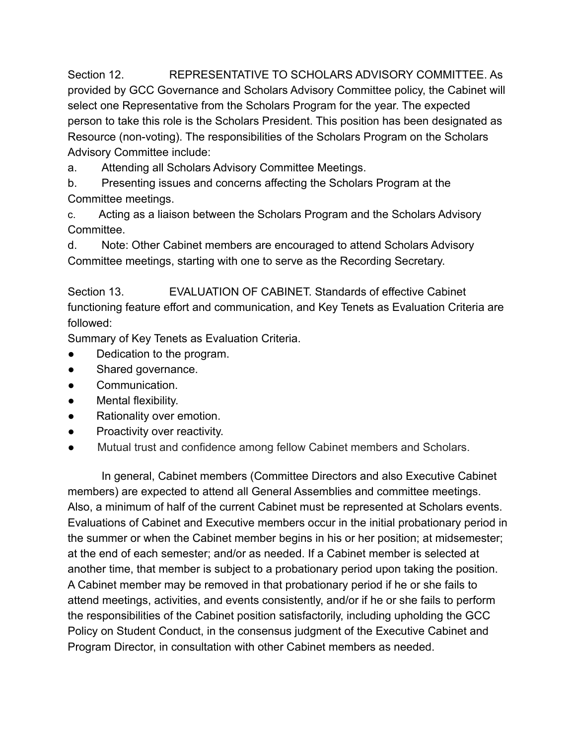Section 12. REPRESENTATIVE TO SCHOLARS ADVISORY COMMITTEE. As provided by GCC Governance and Scholars Advisory Committee policy, the Cabinet will select one Representative from the Scholars Program for the year. The expected person to take this role is the Scholars President. This position has been designated as Resource (non-voting). The responsibilities of the Scholars Program on the Scholars Advisory Committee include:

a. Attending all Scholars Advisory Committee Meetings.

b. Presenting issues and concerns affecting the Scholars Program at the Committee meetings.

c. Acting as a liaison between the Scholars Program and the Scholars Advisory Committee.

d. Note: Other Cabinet members are encouraged to attend Scholars Advisory Committee meetings, starting with one to serve as the Recording Secretary.

Section 13. EVALUATION OF CABINET. Standards of effective Cabinet functioning feature effort and communication, and Key Tenets as Evaluation Criteria are followed:

Summary of Key Tenets as Evaluation Criteria.

- Dedication to the program.
- Shared governance.
- Communication.
- Mental flexibility.
- Rationality over emotion.
- Proactivity over reactivity.
- Mutual trust and confidence among fellow Cabinet members and Scholars.

In general, Cabinet members (Committee Directors and also Executive Cabinet members) are expected to attend all General Assemblies and committee meetings. Also, a minimum of half of the current Cabinet must be represented at Scholars events. Evaluations of Cabinet and Executive members occur in the initial probationary period in the summer or when the Cabinet member begins in his or her position; at midsemester; at the end of each semester; and/or as needed. If a Cabinet member is selected at another time, that member is subject to a probationary period upon taking the position. A Cabinet member may be removed in that probationary period if he or she fails to attend meetings, activities, and events consistently, and/or if he or she fails to perform the responsibilities of the Cabinet position satisfactorily, including upholding the GCC Policy on Student Conduct, in the consensus judgment of the Executive Cabinet and Program Director, in consultation with other Cabinet members as needed.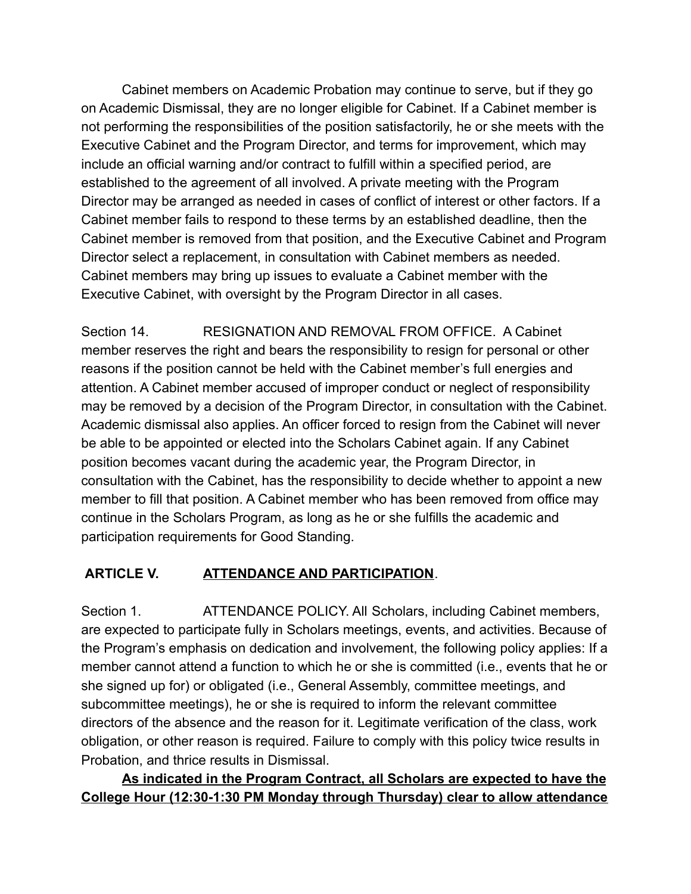Cabinet members on Academic Probation may continue to serve, but if they go on Academic Dismissal, they are no longer eligible for Cabinet. If a Cabinet member is not performing the responsibilities of the position satisfactorily, he or she meets with the Executive Cabinet and the Program Director, and terms for improvement, which may include an official warning and/or contract to fulfill within a specified period, are established to the agreement of all involved. A private meeting with the Program Director may be arranged as needed in cases of conflict of interest or other factors. If a Cabinet member fails to respond to these terms by an established deadline, then the Cabinet member is removed from that position, and the Executive Cabinet and Program Director select a replacement, in consultation with Cabinet members as needed. Cabinet members may bring up issues to evaluate a Cabinet member with the Executive Cabinet, with oversight by the Program Director in all cases.

Section 14. RESIGNATION AND REMOVAL FROM OFFICE. A Cabinet member reserves the right and bears the responsibility to resign for personal or other reasons if the position cannot be held with the Cabinet member's full energies and attention. A Cabinet member accused of improper conduct or neglect of responsibility may be removed by a decision of the Program Director, in consultation with the Cabinet. Academic dismissal also applies. An officer forced to resign from the Cabinet will never be able to be appointed or elected into the Scholars Cabinet again. If any Cabinet position becomes vacant during the academic year, the Program Director, in consultation with the Cabinet, has the responsibility to decide whether to appoint a new member to fill that position. A Cabinet member who has been removed from office may continue in the Scholars Program, as long as he or she fulfills the academic and participation requirements for Good Standing.

## ARTICLE V. ATTENDANCE AND PARTICIPATION.

Section 1. ATTENDANCE POLICY. All Scholars, including Cabinet members, are expected to participate fully in Scholars meetings, events, and activities. Because of the Program's emphasis on dedication and involvement, the following policy applies: If a member cannot attend a function to which he or she is committed (i.e., events that he or she signed up for) or obligated (i.e., General Assembly, committee meetings, and subcommittee meetings), he or she is required to inform the relevant committee directors of the absence and the reason for it. Legitimate verification of the class, work obligation, or other reason is required. Failure to comply with this policy twice results in Probation, and thrice results in Dismissal.

**As indicated in the Program Contract, all Scholars are expected to have the College Hour (12:30-1:30 PM Monday through Thursday) clear to allow attendance**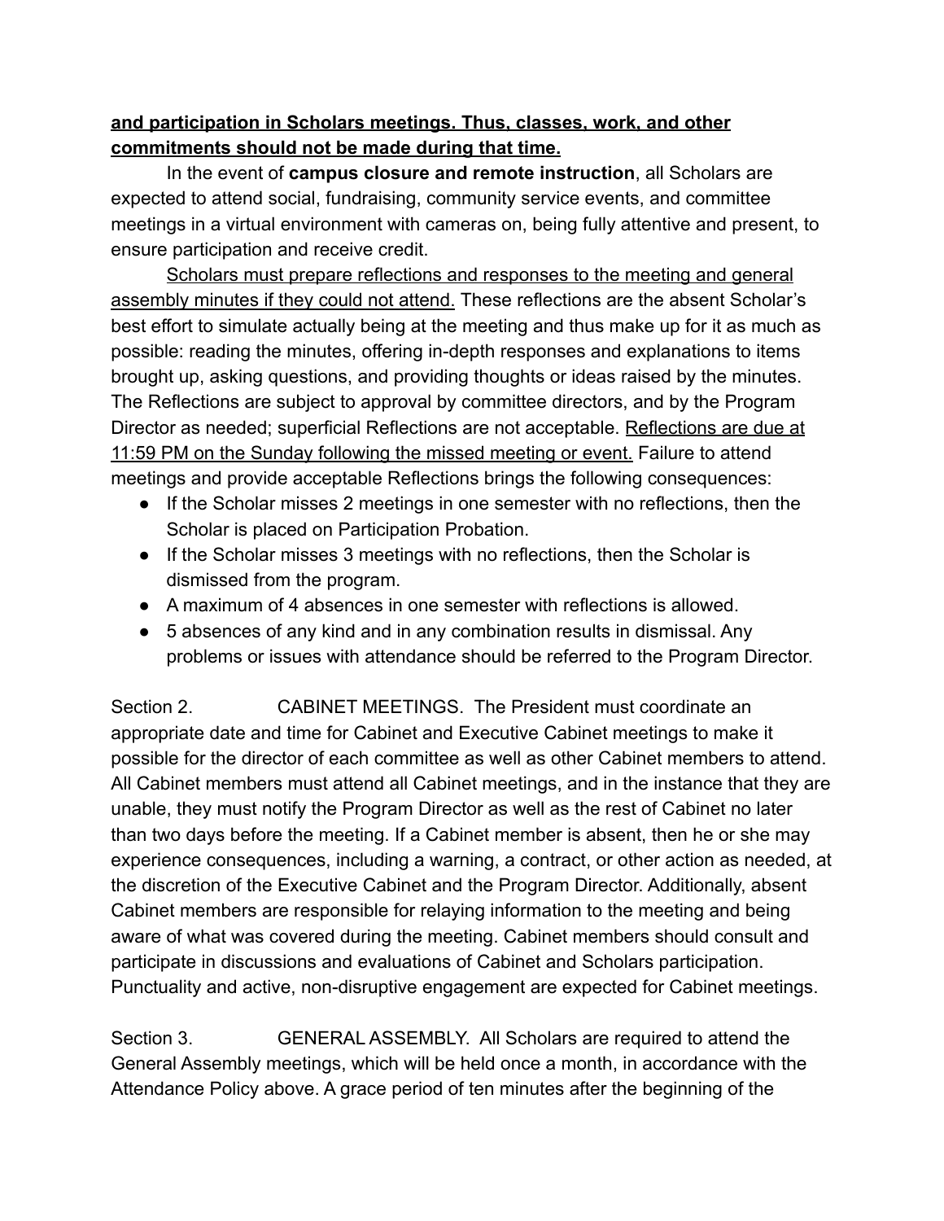**<u>and participation in Scholars meetings. Thus, classes, work, and other commitments should not be made during that time.</u>**

In the event of **campus closure and remote instruction**, all Scholars are expected to attend social, fundraising, community service events, and committee meetings in a virtual environment with cameras on, being fully attentive and present, to ensure participation and receive credit.

<u>Scholars must prepare reflections and responses to the meeting and general assembly minutes if they could not attend.</u> These reflections are the absent Scholar's best effort to simulate actually being at the meeting and thus make up for it as much as possible: reading the minutes, offering in-depth responses and explanations to items brought up, asking questions, and providing thoughts or ideas raised by the minutes. The Reflections are subject to approval by committee directors, and by the Program Director as needed; superficial Reflections are not acceptable. <u>Reflections are due at 11:59 PM on the Sunday following the missed meeting or event.</u> Failure to attend meetings and provide acceptable Reflections brings the following consequences:

- If the Scholar misses 2 meetings in one semester with no reflections, then the Scholar is placed on Participation Probation.
- If the Scholar misses 3 meetings with no reflections, then the Scholar is dismissed from the program.
- A maximum of 4 absences in one semester with reflections is allowed.
- 5 absences of any kind and in any combination results in dismissal. Any problems or issues with attendance should be referred to the Program Director.

Section 2. CABINET MEETINGS. The President must coordinate an appropriate date and time for Cabinet and Executive Cabinet meetings to make it possible for the director of each committee as well as other Cabinet members to attend. All Cabinet members must attend all Cabinet meetings, and in the instance that they are unable, they must notify the Program Director as well as the rest of Cabinet no later than two days before the meeting. If a Cabinet member is absent, then he or she may experience consequences, including a warning, a contract, or other action as needed, at the discretion of the Executive Cabinet and the Program Director. Additionally, absent Cabinet members are responsible for relaying information to the meeting and being aware of what was covered during the meeting. Cabinet members should consult and participate in discussions and evaluations of Cabinet and Scholars participation. Punctuality and active, non-disruptive engagement are expected for Cabinet meetings.

Section 3. GENERAL ASSEMBLY. All Scholars are required to attend the General Assembly meetings, which will be held once a month, in accordance with the Attendance Policy above. A grace period of ten minutes after the beginning of the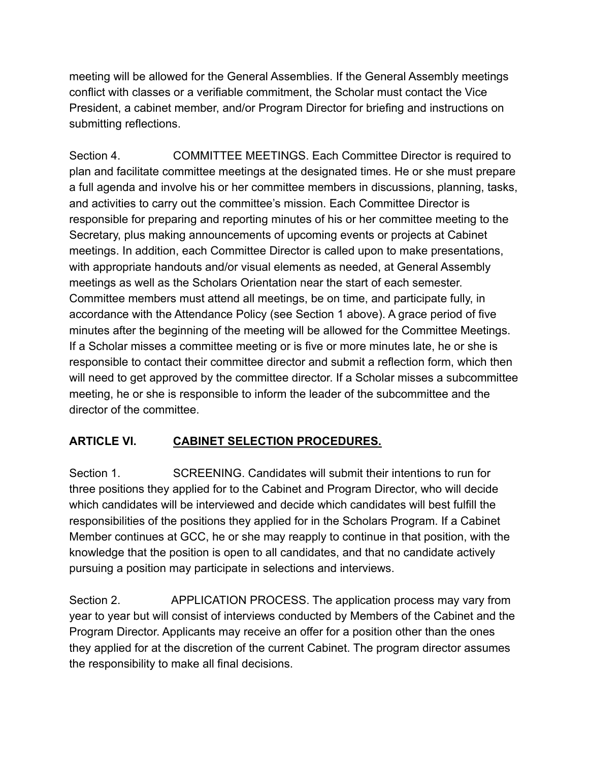meeting will be allowed for the General Assemblies. If the General Assembly meetings conflict with classes or a verifiable commitment, the Scholar must contact the Vice President, a cabinet member, and/or Program Director for briefing and instructions on submitting reflections.

Section 4. COMMITTEE MEETINGS. Each Committee Director is required to plan and facilitate committee meetings at the designated times. He or she must prepare a full agenda and involve his or her committee members in discussions, planning, tasks, and activities to carry out the committee's mission. Each Committee Director is responsible for preparing and reporting minutes of his or her committee meeting to the Secretary, plus making announcements of upcoming events or projects at Cabinet meetings. In addition, each Committee Director is called upon to make presentations, with appropriate handouts and/or visual elements as needed, at General Assembly meetings as well as the Scholars Orientation near the start of each semester. Committee members must attend all meetings, be on time, and participate fully, in accordance with the Attendance Policy (see Section 1 above). A grace period of five minutes after the beginning of the meeting will be allowed for the Committee Meetings. If a Scholar misses a committee meeting or is five or more minutes late, he or she is responsible to contact their committee director and submit a reflection form, which then will need to get approved by the committee director. If a Scholar misses a subcommittee meeting, he or she is responsible to inform the leader of the subcommittee and the director of the committee.

## ARTICLE VI. CABINET SELECTION PROCEDURES.

Section 1. SCREENING. Candidates will submit their intentions to run for three positions they applied for to the Cabinet and Program Director, who will decide which candidates will be interviewed and decide which candidates will best fulfill the responsibilities of the positions they applied for in the Scholars Program. If a Cabinet Member continues at GCC, he or she may reapply to continue in that position, with the knowledge that the position is open to all candidates, and that no candidate actively pursuing a position may participate in selections and interviews.

Section 2. APPLICATION PROCESS. The application process may vary from year to year but will consist of interviews conducted by Members of the Cabinet and the Program Director. Applicants may receive an offer for a position other than the ones they applied for at the discretion of the current Cabinet. The program director assumes the responsibility to make all final decisions.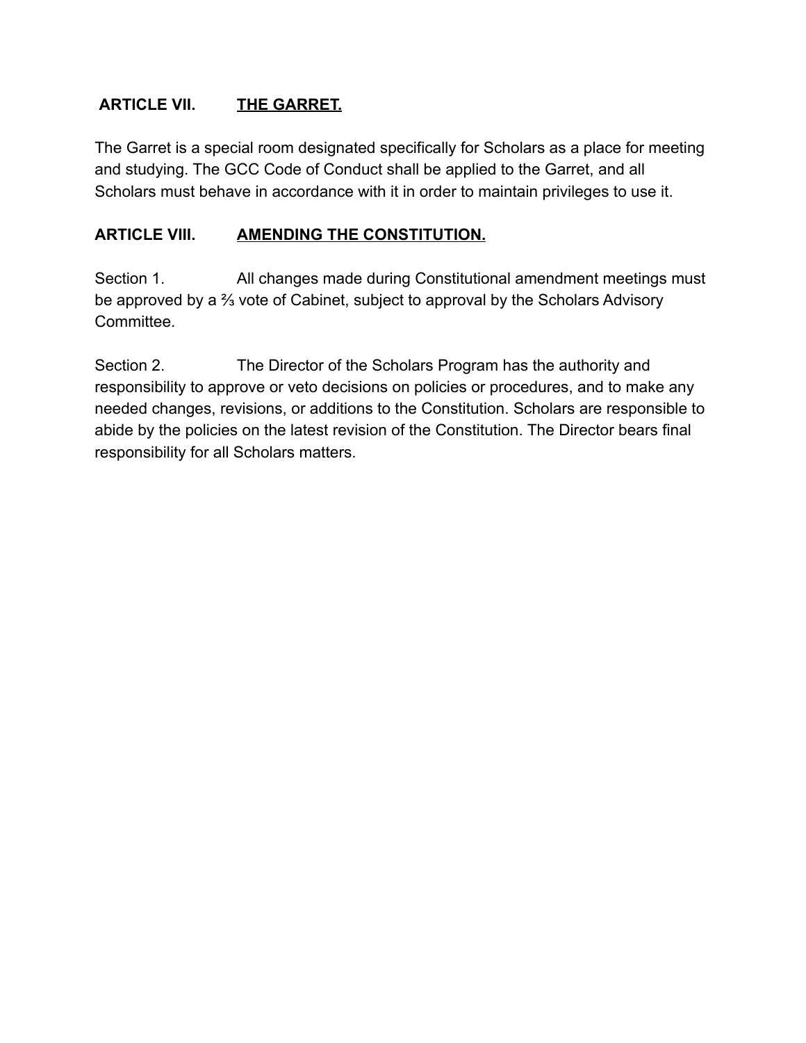## ARTICLE VII. <u>THE GARRET.</u>

The Garret is a special room designated specifically for Scholars as a place for meeting and studying. The GCC Code of Conduct shall be applied to the Garret, and all Scholars must behave in accordance with it in order to maintain privileges to use it.

## ARTICLE VIII. <u>AMENDING THE CONSTITUTION.</u>

Section 1. All changes made during Constitutional amendment meetings must be approved by a ⅔ vote of Cabinet, subject to approval by the Scholars Advisory Committee.

Section 2. The Director of the Scholars Program has the authority and responsibility to approve or veto decisions on policies or procedures, and to make any needed changes, revisions, or additions to the Constitution. Scholars are responsible to abide by the policies on the latest revision of the Constitution. The Director bears final responsibility for all Scholars matters.